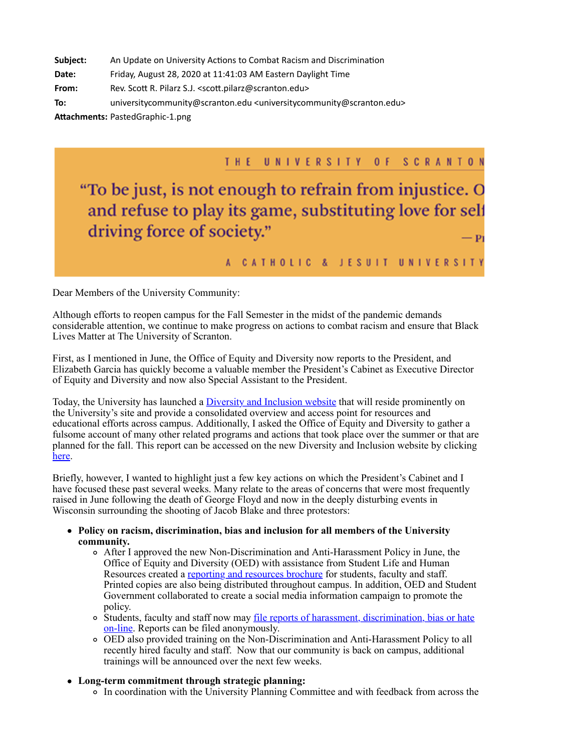**Subject:** An Update on University Actions to Combat Racism and Discrimination
**Date:** Friday, August 28, 2020 at 11:41:03 AM Eastern Daylight Time
**From:** Rev. Scott R. Pilarz S.J. <scott.pilarz@scranton.edu>
**To:** universitycommunity@scranton.edu <universitycommunity@scranton.edu>
**Attachments:** PastedGraphic-1.png

THE UNIVERSITY OF SCRANTON

"To be just, is not enough to refrain from injustice. O and refuse to play its game, substituting love for self driving force of society."

— Pi

A CATHOLIC & JESUIT UNIVERSITY

Dear Members of the University Community:

Although efforts to reopen campus for the Fall Semester in the midst of the pandemic demands considerable attention, we continue to make progress on actions to combat racism and ensure that Black Lives Matter at The University of Scranton.

First, as I mentioned in June, the Office of Equity and Diversity now reports to the President, and Elizabeth Garcia has quickly become a valuable member the President's Cabinet as Executive Director of Equity and Diversity and now also Special Assistant to the President.

Today, the University has launched a Diversity and Inclusion website that will reside prominently on the University's site and provide a consolidated overview and access point for resources and educational efforts across campus. Additionally, I asked the Office of Equity and Diversity to gather a fulsome account of many other related programs and actions that took place over the summer or that are planned for the fall. This report can be accessed on the new Diversity and Inclusion website by clicking here.

Briefly, however, I wanted to highlight just a few key actions on which the President's Cabinet and I have focused these past several weeks. Many relate to the areas of concerns that were most frequently raised in June following the death of George Floyd and now in the deeply disturbing events in Wisconsin surrounding the shooting of Jacob Blake and three protestors:

- **Policy on racism, discrimination, bias and inclusion for all members of the University community.**
  - After I approved the new Non-Discrimination and Anti-Harassment Policy in June, the Office of Equity and Diversity (OED) with assistance from Student Life and Human Resources created a reporting and resources brochure for students, faculty and staff. Printed copies are also being distributed throughout campus. In addition, OED and Student Government collaborated to create a social media information campaign to promote the policy.
  - Students, faculty and staff now may file reports of harassment, discrimination, bias or hate on-line. Reports can be filed anonymously.
  - OED also provided training on the Non-Discrimination and Anti-Harassment Policy to all recently hired faculty and staff. Now that our community is back on campus, additional trainings will be announced over the next few weeks.

- **Long-term commitment through strategic planning:**
  - In coordination with the University Planning Committee and with feedback from across the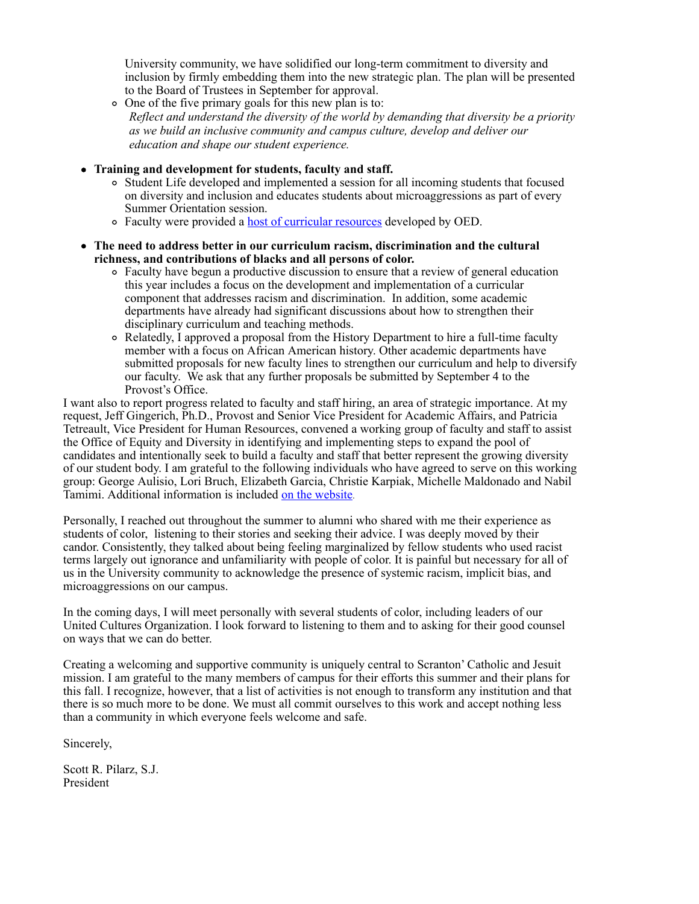University community, we have solidified our long-term commitment to diversity and inclusion by firmly embedding them into the new strategic plan. The plan will be presented to the Board of Trustees in September for approval.
  - One of the five primary goals for this new plan is to:
    *Reflect and understand the diversity of the world by demanding that diversity be a priority as we build an inclusive community and campus culture, develop and deliver our education and shape our student experience.*

- **Training and development for students, faculty and staff.**
  - Student Life developed and implemented a session for all incoming students that focused on diversity and inclusion and educates students about microaggressions as part of every Summer Orientation session.
  - Faculty were provided a host of curricular resources developed by OED.

- **The need to address better in our curriculum racism, discrimination and the cultural richness, and contributions of blacks and all persons of color.**
  - Faculty have begun a productive discussion to ensure that a review of general education this year includes a focus on the development and implementation of a curricular component that addresses racism and discrimination. In addition, some academic departments have already had significant discussions about how to strengthen their disciplinary curriculum and teaching methods.
  - Relatedly, I approved a proposal from the History Department to hire a full-time faculty member with a focus on African American history. Other academic departments have submitted proposals for new faculty lines to strengthen our curriculum and help to diversify our faculty. We ask that any further proposals be submitted by September 4 to the Provost's Office.

I want also to report progress related to faculty and staff hiring, an area of strategic importance. At my request, Jeff Gingerich, Ph.D., Provost and Senior Vice President for Academic Affairs, and Patricia Tetreault, Vice President for Human Resources, convened a working group of faculty and staff to assist the Office of Equity and Diversity in identifying and implementing steps to expand the pool of candidates and intentionally seek to build a faculty and staff that better represent the growing diversity of our student body. I am grateful to the following individuals who have agreed to serve on this working group: George Aulisio, Lori Bruch, Elizabeth Garcia, Christie Karpiak, Michelle Maldonado and Nabil Tamimi. Additional information is included on the website.

Personally, I reached out throughout the summer to alumni who shared with me their experience as students of color, listening to their stories and seeking their advice. I was deeply moved by their candor. Consistently, they talked about being feeling marginalized by fellow students who used racist terms largely out ignorance and unfamiliarity with people of color. It is painful but necessary for all of us in the University community to acknowledge the presence of systemic racism, implicit bias, and microaggressions on our campus.

In the coming days, I will meet personally with several students of color, including leaders of our United Cultures Organization. I look forward to listening to them and to asking for their good counsel on ways that we can do better.

Creating a welcoming and supportive community is uniquely central to Scranton' Catholic and Jesuit mission. I am grateful to the many members of campus for their efforts this summer and their plans for this fall. I recognize, however, that a list of activities is not enough to transform any institution and that there is so much more to be done. We must all commit ourselves to this work and accept nothing less than a community in which everyone feels welcome and safe.

Sincerely,

Scott R. Pilarz, S.J.
President